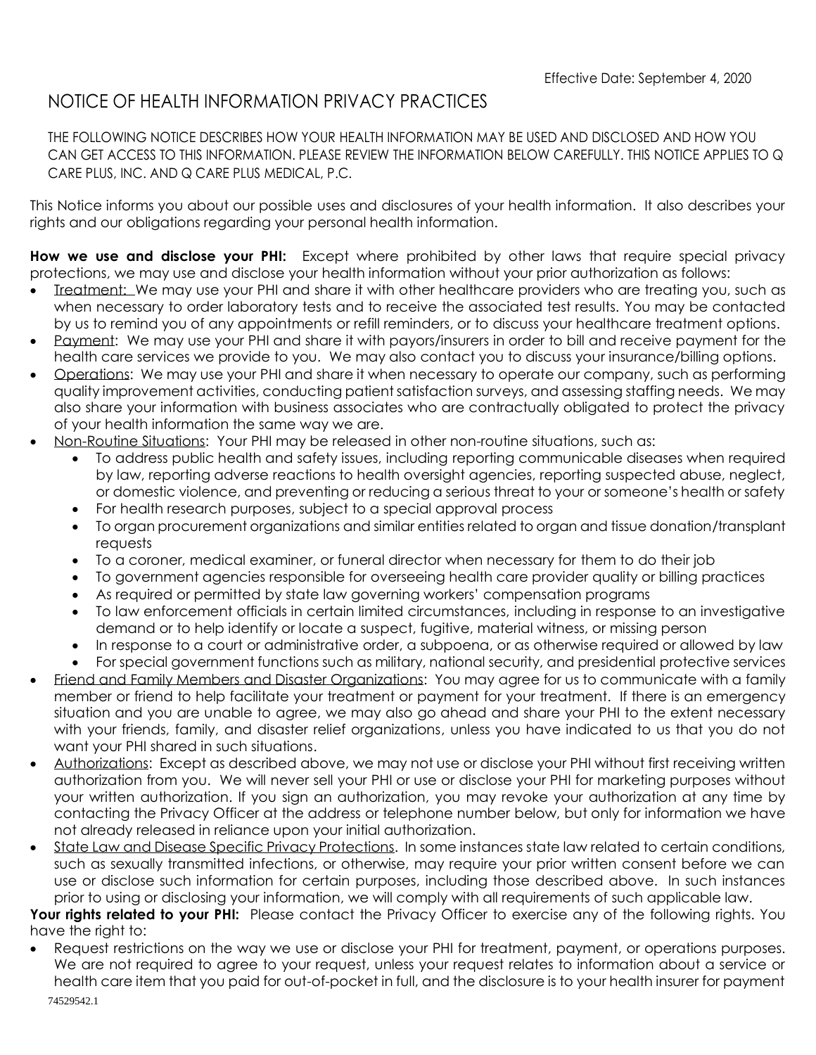Effective Date: September 4, 2020

# NOTICE OF HEALTH INFORMATION PRIVACY PRACTICES

THE FOLLOWING NOTICE DESCRIBES HOW YOUR HEALTH INFORMATION MAY BE USED AND DISCLOSED AND HOW YOU CAN GET ACCESS TO THIS INFORMATION. PLEASE REVIEW THE INFORMATION BELOW CAREFULLY. THIS NOTICE APPLIES TO Q CARE PLUS, INC. AND Q CARE PLUS MEDICAL, P.C.

This Notice informs you about our possible uses and disclosures of your health information. It also describes your rights and our obligations regarding your personal health information.

**How we use and disclose your PHI:** Except where prohibited by other laws that require special privacy protections, we may use and disclose your health information without your prior authorization as follows:

- Treatment: We may use your PHI and share it with other healthcare providers who are treating you, such as when necessary to order laboratory tests and to receive the associated test results. You may be contacted by us to remind you of any appointments or refill reminders, or to discuss your healthcare treatment options.
- Payment: We may use your PHI and share it with payors/insurers in order to bill and receive payment for the health care services we provide to you. We may also contact you to discuss your insurance/billing options.
- Operations: We may use your PHI and share it when necessary to operate our company, such as performing quality improvement activities, conducting patient satisfaction surveys, and assessing staffing needs. We may also share your information with business associates who are contractually obligated to protect the privacy of your health information the same way we are.
- Non-Routine Situations: Your PHI may be released in other non-routine situations, such as:
  - To address public health and safety issues, including reporting communicable diseases when required by law, reporting adverse reactions to health oversight agencies, reporting suspected abuse, neglect, or domestic violence, and preventing or reducing a serious threat to your or someone's health or safety
  - For health research purposes, subject to a special approval process
  - To organ procurement organizations and similar entities related to organ and tissue donation/transplant requests
  - To a coroner, medical examiner, or funeral director when necessary for them to do their job
  - To government agencies responsible for overseeing health care provider quality or billing practices
  - As required or permitted by state law governing workers' compensation programs
  - To law enforcement officials in certain limited circumstances, including in response to an investigative demand or to help identify or locate a suspect, fugitive, material witness, or missing person
  - In response to a court or administrative order, a subpoena, or as otherwise required or allowed by law
  - For special government functions such as military, national security, and presidential protective services
- Friend and Family Members and Disaster Organizations: You may agree for us to communicate with a family member or friend to help facilitate your treatment or payment for your treatment. If there is an emergency situation and you are unable to agree, we may also go ahead and share your PHI to the extent necessary with your friends, family, and disaster relief organizations, unless you have indicated to us that you do not want your PHI shared in such situations.
- Authorizations: Except as described above, we may not use or disclose your PHI without first receiving written authorization from you. We will never sell your PHI or use or disclose your PHI for marketing purposes without your written authorization. If you sign an authorization, you may revoke your authorization at any time by contacting the Privacy Officer at the address or telephone number below, but only for information we have not already released in reliance upon your initial authorization.
- State Law and Disease Specific Privacy Protections. In some instances state law related to certain conditions, such as sexually transmitted infections, or otherwise, may require your prior written consent before we can use or disclose such information for certain purposes, including those described above. In such instances prior to using or disclosing your information, we will comply with all requirements of such applicable law.

**Your rights related to your PHI:** Please contact the Privacy Officer to exercise any of the following rights. You have the right to:

- Request restrictions on the way we use or disclose your PHI for treatment, payment, or operations purposes. We are not required to agree to your request, unless your request relates to information about a service or health care item that you paid for out-of-pocket in full, and the disclosure is to your health insurer for payment

74529542.1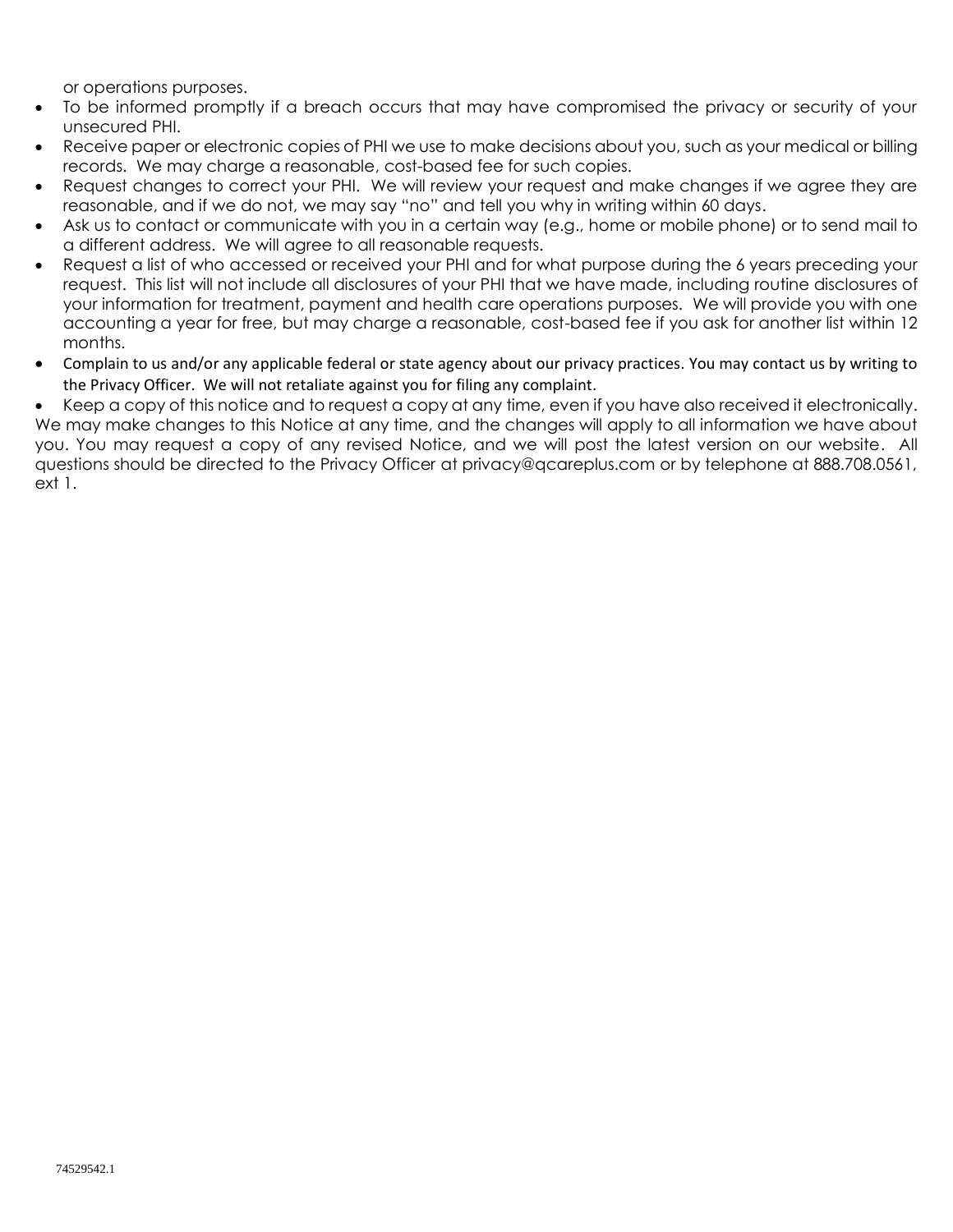or operations purposes.

- To be informed promptly if a breach occurs that may have compromised the privacy or security of your unsecured PHI.
- Receive paper or electronic copies of PHI we use to make decisions about you, such as your medical or billing records. We may charge a reasonable, cost-based fee for such copies.
- Request changes to correct your PHI. We will review your request and make changes if we agree they are reasonable, and if we do not, we may say "no" and tell you why in writing within 60 days.
- Ask us to contact or communicate with you in a certain way (e.g., home or mobile phone) or to send mail to a different address. We will agree to all reasonable requests.
- Request a list of who accessed or received your PHI and for what purpose during the 6 years preceding your request. This list will not include all disclosures of your PHI that we have made, including routine disclosures of your information for treatment, payment and health care operations purposes. We will provide you with one accounting a year for free, but may charge a reasonable, cost-based fee if you ask for another list within 12 months.
- Complain to us and/or any applicable federal or state agency about our privacy practices. You may contact us by writing to the Privacy Officer. We will not retaliate against you for filing any complaint.
- Keep a copy of this notice and to request a copy at any time, even if you have also received it electronically.

We may make changes to this Notice at any time, and the changes will apply to all information we have about you. You may request a copy of any revised Notice, and we will post the latest version on our website. All questions should be directed to the Privacy Officer at privacy@qcareplus.com or by telephone at 888.708.0561, ext 1.

74529542.1